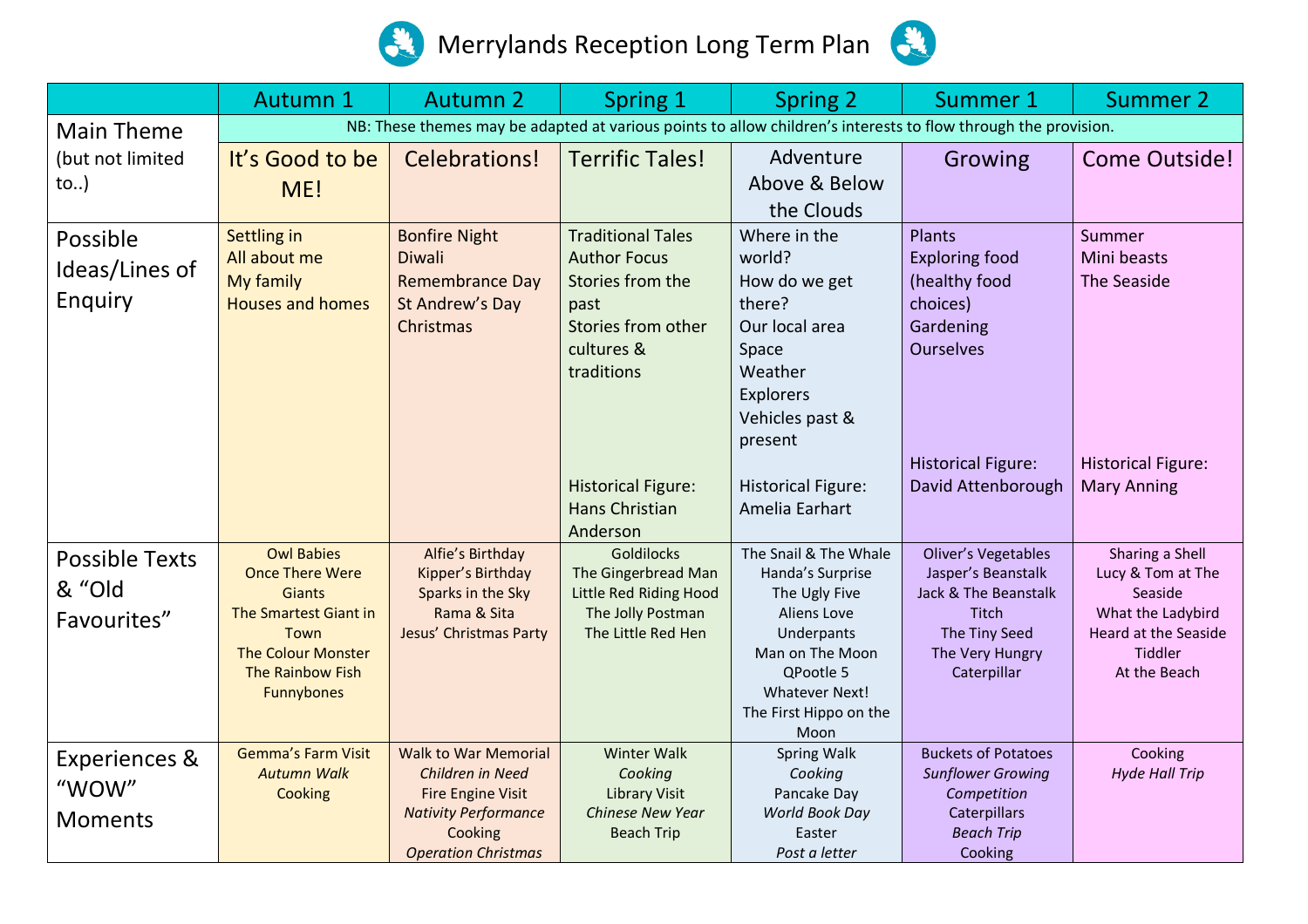# Merrylands Reception Long Term Plan

| | Autumn 1 | Autumn 2 | Spring 1 | Spring 2 | Summer 1 | Summer 2 |
|---|---|---|---|---|---|---|
| Main Theme (but not limited to..) | NB: These themes may be adapted at various points to allow children's interests to flow through the provision. | | | | | |
| | It's Good to be ME! | Celebrations! | Terrific Tales! | Adventure Above & Below the Clouds | Growing | Come Outside! |
| Possible Ideas/Lines of Enquiry | Settling in<br>All about me<br>My family<br>Houses and homes | Bonfire Night<br>Diwali<br>Remembrance Day<br>St Andrew's Day<br>Christmas | Traditional Tales<br>Author Focus<br>Stories from the past<br>Stories from other cultures & traditions<br><br>Historical Figure: Hans Christian Anderson | Where in the world?<br>How do we get there?<br>Our local area<br>Space<br>Weather<br>Explorers<br>Vehicles past & present<br><br>Historical Figure: Amelia Earhart | Plants<br>Exploring food (healthy food choices)<br>Gardening<br>Ourselves<br><br>Historical Figure: David Attenborough | Summer<br>Mini beasts<br>The Seaside<br><br>Historical Figure: Mary Anning |
| Possible Texts & "Old Favourites" | Owl Babies<br>Once There Were Giants<br>The Smartest Giant in Town<br>The Colour Monster<br>The Rainbow Fish<br>Funnybones | Alfie's Birthday<br>Kipper's Birthday<br>Sparks in the Sky<br>Rama & Sita<br>Jesus' Christmas Party | Goldilocks<br>The Gingerbread Man<br>Little Red Riding Hood<br>The Jolly Postman<br>The Little Red Hen | The Snail & The Whale<br>Handa's Surprise<br>The Ugly Five<br>Aliens Love Underpants<br>Man on The Moon<br>QPootle 5<br>Whatever Next!<br>The First Hippo on the Moon | Oliver's Vegetables<br>Jasper's Beanstalk<br>Jack & The Beanstalk<br>Titch<br>The Tiny Seed<br>The Very Hungry Caterpillar | Sharing a Shell<br>Lucy & Tom at The Seaside<br>What the Ladybird Heard at the Seaside<br>Tiddler<br>At the Beach |
| Experiences & "WOW" Moments | Gemma's Farm Visit<br>*Autumn Walk*<br>Cooking | Walk to War Memorial<br>*Children in Need*<br>Fire Engine Visit<br>*Nativity Performance*<br>Cooking<br>*Operation Christmas* | Winter Walk<br>*Cooking*<br>Library Visit<br>*Chinese New Year*<br>Beach Trip | Spring Walk<br>*Cooking*<br>Pancake Day<br>*World Book Day*<br>Easter<br>*Post a letter* | Buckets of Potatoes<br>*Sunflower Growing Competition*<br>Caterpillars<br>*Beach Trip*<br>Cooking | Cooking<br>*Hyde Hall Trip* |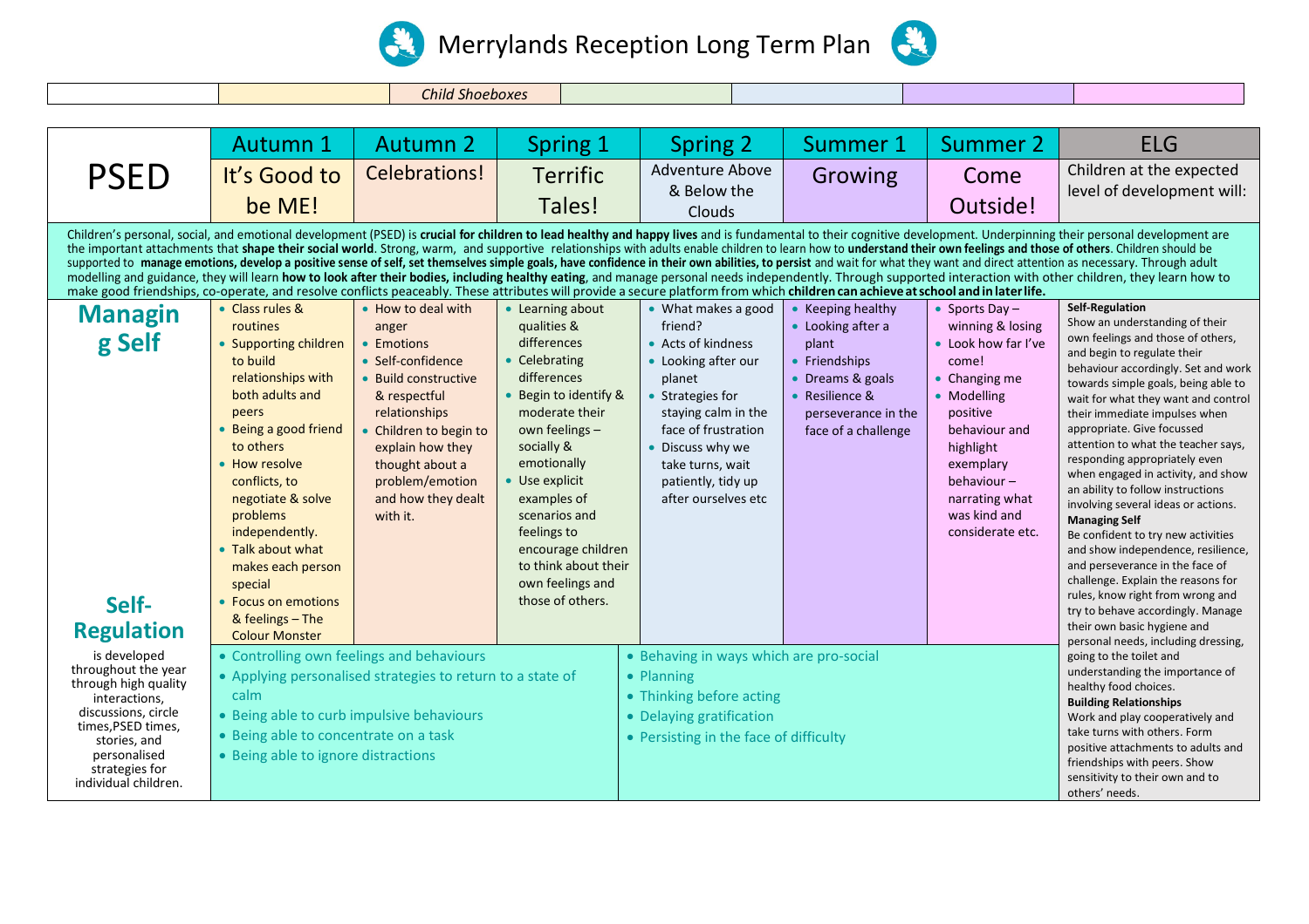# Merrylands Reception Long Term Plan

| | | Child Shoeboxes | | | | |
|---|---|---|---|---|---|---|

| PSED | Autumn 1<br>It's Good to be ME! | Autumn 2<br>Celebrations! | Spring 1<br>Terrific Tales! | Spring 2<br>Adventure Above & Below the Clouds | Summer 1<br>Growing | Summer 2<br>Come Outside! | ELG<br>Children at the expected level of development will: |
|---|---|---|---|---|---|---|---|
| Children's personal, social, and emotional development (PSED) is **crucial for children to lead healthy and happy lives** and is fundamental to their cognitive development. Underpinning their personal development are the important attachments that **shape their social world**. Strong, warm, and supportive relationships with adults enable children to learn how to **understand their own feelings and those of others**. Children should be supported to **manage emotions, develop a positive sense of self, set themselves simple goals, have confidence in their own abilities, to persist** and wait for what they want and direct attention as necessary. Through adult modelling and guidance, they will learn **how to look after their bodies, including healthy eating**, and manage personal needs independently. Through supported interaction with other children, they learn how to make good friendships, co-operate, and resolve conflicts peaceably. These attributes will provide a secure platform from which **children can achieve at school and in later life.** | | | | | | | |
| **Managing Self** | • Class rules & routines<br>• Supporting children to build relationships with both adults and peers<br>• Being a good friend to others<br>• How resolve conflicts, to negotiate & solve problems independently.<br>• Talk about what makes each person special<br>• Focus on emotions & feelings – The Colour Monster | • How to deal with anger<br>• Emotions<br>• Self-confidence<br>• Build constructive & respectful relationships<br>• Children to begin to explain how they thought about a problem/emotion and how they dealt with it. | • Learning about qualities & differences<br>• Celebrating differences<br>• Begin to identify & moderate their own feelings – socially & emotionally<br>• Use explicit examples of scenarios and feelings to encourage children to think about their own feelings and those of others. | • What makes a good friend?<br>• Acts of kindness<br>• Looking after our planet<br>• Strategies for staying calm in the face of frustration<br>• Discuss why we take turns, wait patiently, tidy up after ourselves etc | • Keeping healthy<br>• Looking after a plant<br>• Friendships<br>• Dreams & goals<br>• Resilience & perseverance in the face of a challenge | • Sports Day – winning & losing<br>• Look how far I've come!<br>• Changing me<br>• Modelling positive behaviour and highlight exemplary behaviour – narrating what was kind and considerate etc. | **Self-Regulation**<br>Show an understanding of their own feelings and those of others, and begin to regulate their behaviour accordingly. Set and work towards simple goals, being able to wait for what they want and control their immediate impulses when appropriate. Give focussed attention to what the teacher says, responding appropriately even when engaged in activity, and show an ability to follow instructions involving several ideas or actions.<br>**Managing Self**<br>Be confident to try new activities and show independence, resilience, and perseverance in the face of challenge. Explain the reasons for rules, know right from wrong and try to behave accordingly. Manage their own basic hygiene and personal needs, including dressing, going to the toilet and understanding the importance of healthy food choices.<br>**Building Relationships**<br>Work and play cooperatively and take turns with others. Form positive attachments to adults and friendships with peers. Show sensitivity to their own and to others' needs. |
| **Self-Regulation**<br>is developed throughout the year through high quality interactions, discussions, circle times, PSED times, stories, and personalised strategies for individual children. | • Controlling own feelings and behaviours<br>• Applying personalised strategies to return to a state of calm<br>• Being able to curb impulsive behaviours<br>• Being able to concentrate on a task<br>• Being able to ignore distractions | | | • Behaving in ways which are pro-social<br>• Planning<br>• Thinking before acting<br>• Delaying gratification<br>• Persisting in the face of difficulty | | | |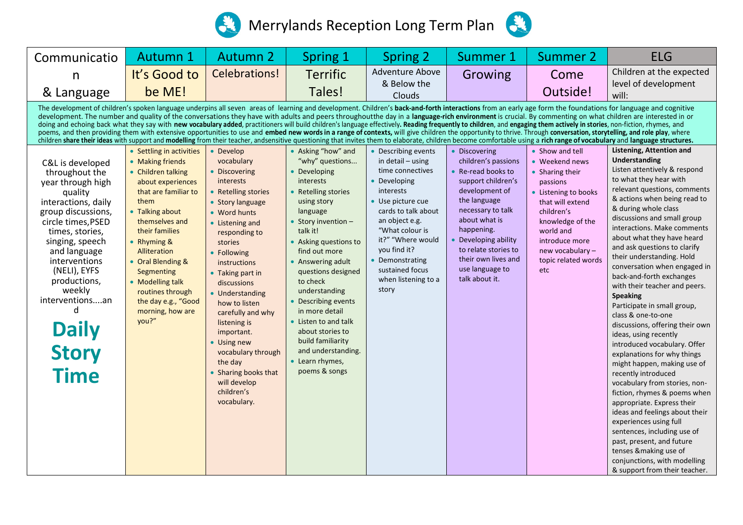# Merrylands Reception Long Term Plan

| Communication & Language | Autumn 1 | Autumn 2 | Spring 1 | Spring 2 | Summer 1 | Summer 2 | ELG |
|---|---|---|---|---|---|---|---|
| | It's Good to be ME! | Celebrations! | Terrific Tales! | Adventure Above & Below the Clouds | Growing | Come Outside! | Children at the expected level of development will: |
| The development of children's spoken language underpins all seven areas of learning and development. Children's **back-and-forth interactions** from an early age form the foundations for language and cognitive development. The number and quality of the conversations they have with adults and peers throughoutthe day in a **language-rich environment** is crucial. By commenting on what children are interested in or doing and echoing back what they say with **new vocabulary added**, practitioners will build children's language effectively**. Reading frequently to children**, and **engaging them actively in stories**, non-fiction, rhymes, and poems, and then providing them with extensive opportunities to use and **embed new words in a range of contexts,** will give children the opportunity to thrive. Through **conversation, storytelling, and role play**, where children **share their ideas** with support and **modelling** from their teacher, andsensitive questioning that invites them to elaborate, children become comfortable using a **rich range of vocabulary** and **language structures.** | | | | | | | |
| C&L is developed throughout the year through high quality interactions, daily group discussions, circle times,PSED times, stories, singing, speech and language interventions (NELI), EYFS productions, weekly interventions....and **Daily Story Time** | • Settling in activities<br>• Making friends<br>• Children talking about experiences that are familiar to them<br>• Talking about themselves and their families<br>• Rhyming & Alliteration<br>• Oral Blending & Segmenting<br>• Modelling talk routines through the day e.g., "Good morning, how are you?" | • Develop vocabulary<br>• Discovering interests<br>• Retelling stories<br>• Story language<br>• Word hunts<br>• Listening and responding to stories<br>• Following instructions<br>• Taking part in discussions<br>• Understanding how to listen carefully and why listening is important.<br>• Using new vocabulary through the day<br>• Sharing books that will develop children's vocabulary. | • Asking "how" and "why" questions...<br>• Developing interests<br>• Retelling stories using story language<br>• Story invention – talk it!<br>• Asking questions to find out more<br>• Answering adult questions designed to check understanding<br>• Describing events in more detail<br>• Listen to and talk about stories to build familiarity and understanding.<br>• Learn rhymes, poems & songs | • Describing events in detail – using time connectives<br>• Developing interests<br>• Use picture cue cards to talk about an object e.g. "What colour is it?" "Where would you find it?<br>• Demonstrating sustained focus when listening to a story | • Discovering children's passions<br>• Re-read books to support children's development of the language necessary to talk about what is happening.<br>• Developing ability to relate stories to their own lives and use language to talk about it. | • Show and tell<br>• Weekend news<br>• Sharing their passions<br>• Listening to books that will extend children's knowledge of the world and introduce more new vocabulary – topic related words etc | **Listening, Attention and Understanding**<br>Listen attentively & respond to what they hear with relevant questions, comments & actions when being read to & during whole class discussions and small group interactions. Make comments about what they have heard and ask questions to clarify their understanding. Hold conversation when engaged in back-and-forth exchanges with their teacher and peers.<br>**Speaking**<br>Participate in small group, class & one-to-one discussions, offering their own ideas, using recently introduced vocabulary. Offer explanations for why things might happen, making use of recently introduced vocabulary from stories, non-fiction, rhymes & poems when appropriate. Express their ideas and feelings about their experiences using full sentences, including use of past, present, and future tenses &making use of conjunctions, with modelling & support from their teacher. |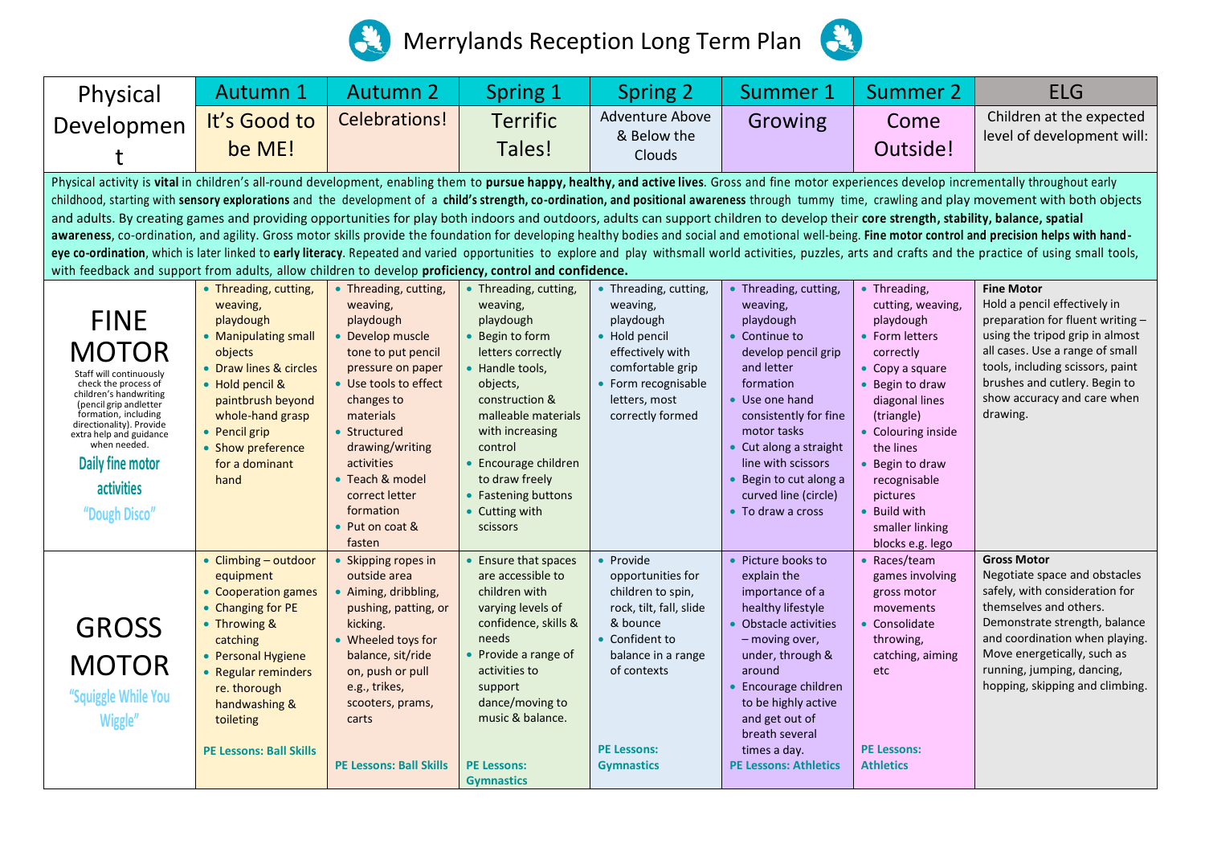# Merrylands Reception Long Term Plan

| Physical Development | Autumn 1 | Autumn 2 | Spring 1 | Spring 2 | Summer 1 | Summer 2 | ELG |
|---|---|---|---|---|---|---|---|
| | It's Good to be ME! | Celebrations! | Terrific Tales! | Adventure Above & Below the Clouds | Growing | Come Outside! | Children at the expected level of development will: |
| Physical activity is **vital** in children's all-round development, enabling them to **pursue happy, healthy, and active lives**. Gross and fine motor experiences develop incrementally throughout early childhood, starting with **sensory explorations** and the development of a **child's strength, co-ordination, and positional awareness** through tummy time, crawling and play movement with both objects and adults. By creating games and providing opportunities for play both indoors and outdoors, adults can support children to develop their **core strength, stability, balance, spatial awareness**, co-ordination, and agility. Gross motor skills provide the foundation for developing healthy bodies and social and emotional well-being. **Fine motor control and precision helps with hand-eye co-ordination**, which is later linked to **early literacy**. Repeated and varied opportunities to explore and play withsmall world activities, puzzles, arts and crafts and the practice of using small tools, with feedback and support from adults, allow children to develop **proficiency, control and confidence.** | | | | | | | |
| **FINE MOTOR**<br>Staff will continuously check the process of children's handwriting (pencil grip andletter formation, including directionality). Provide extra help and guidance when needed.<br>**Daily fine motor activities**<br>"Dough Disco" | • Threading, cutting, weaving, playdough<br>• Manipulating small objects<br>• Draw lines & circles<br>• Hold pencil & paintbrush beyond whole-hand grasp<br>• Pencil grip<br>• Show preference for a dominant hand | • Threading, cutting, weaving, playdough<br>• Develop muscle tone to put pencil pressure on paper<br>• Use tools to effect changes to materials<br>• Structured drawing/writing activities<br>• Teach & model correct letter formation<br>• Put on coat & fasten | • Threading, cutting, weaving, playdough<br>• Begin to form letters correctly<br>• Handle tools, objects, construction & malleable materials with increasing control<br>• Encourage children to draw freely<br>• Fastening buttons<br>• Cutting with scissors | • Threading, cutting, weaving, playdough<br>• Hold pencil effectively with comfortable grip<br>• Form recognisable letters, most correctly formed | • Threading, cutting, weaving, playdough<br>• Continue to develop pencil grip and letter formation<br>• Use one hand consistently for fine motor tasks<br>• Cut along a straight line with scissors<br>• Begin to cut along a curved line (circle)<br>• To draw a cross | • Threading, cutting, weaving, playdough<br>• Form letters correctly<br>• Copy a square<br>• Begin to draw diagonal lines (triangle)<br>• Colouring inside the lines<br>• Begin to draw recognisable pictures<br>• Build with smaller linking blocks e.g. lego | **Fine Motor**<br>Hold a pencil effectively in preparation for fluent writing – using the tripod grip in almost all cases. Use a range of small tools, including scissors, paint brushes and cutlery. Begin to show accuracy and care when drawing. |
| **GROSS MOTOR**<br>"Squiggle While You Wiggle" | • Climbing – outdoor equipment<br>• Cooperation games<br>• Changing for PE<br>• Throwing & catching<br>• Personal Hygiene<br>• Regular reminders re. thorough handwashing & toileting<br><br>**PE Lessons: Ball Skills** | • Skipping ropes in outside area<br>• Aiming, dribbling, pushing, patting, or kicking.<br>• Wheeled toys for balance, sit/ride on, push or pull e.g., trikes, scooters, prams, carts<br><br>**PE Lessons: Ball Skills** | • Ensure that spaces are accessible to children with varying levels of confidence, skills & needs<br>• Provide a range of activities to support dance/moving to music & balance.<br><br>**PE Lessons: Gymnastics** | • Provide opportunities for children to spin, rock, tilt, fall, slide & bounce<br>• Confident to balance in a range of contexts<br><br>**PE Lessons: Gymnastics** | • Picture books to explain the importance of a healthy lifestyle<br>• Obstacle activities – moving over, under, through & around<br>• Encourage children to be highly active and get out of breath several times a day.<br>**PE Lessons: Athletics** | • Races/team games involving gross motor movements<br>• Consolidate throwing, catching, aiming etc<br><br>**PE Lessons: Athletics** | **Gross Motor**<br>Negotiate space and obstacles safely, with consideration for themselves and others. Demonstrate strength, balance and coordination when playing. Move energetically, such as running, jumping, dancing, hopping, skipping and climbing. |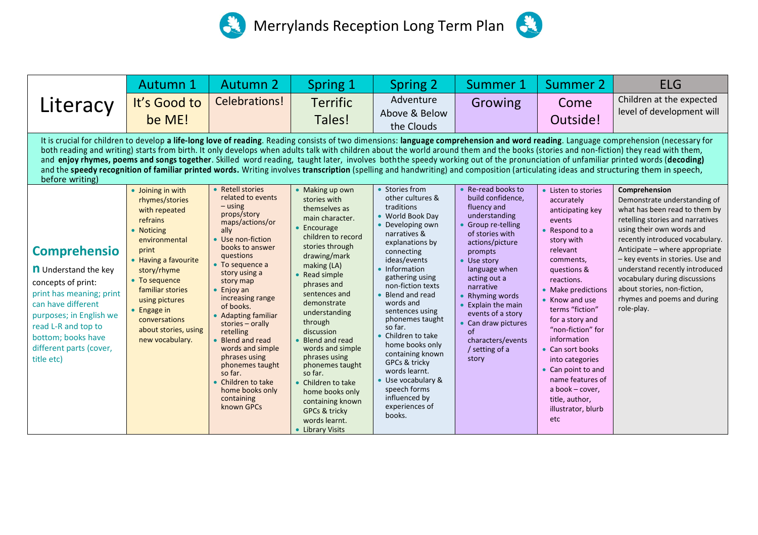# Merrylands Reception Long Term Plan

| Literacy | Autumn 1 | Autumn 2 | Spring 1 | Spring 2 | Summer 1 | Summer 2 | ELG |
|---|---|---|---|---|---|---|---|
| | It's Good to be ME! | Celebrations! | Terrific Tales! | Adventure Above & Below the Clouds | Growing | Come Outside! | Children at the expected level of development will |
| It is crucial for children to develop **a life-long love of reading**. Reading consists of two dimensions: **language comprehension and word reading**. Language comprehension (necessary for both reading and writing) starts from birth. It only develops when adults talk with children about the world around them and the books (stories and non-fiction) they read with them, and **enjoy rhymes, poems and songs together**. Skilled word reading, taught later, involves both the speedy working out of the pronunciation of unfamiliar printed words (**decoding**) and the **speedy recognition of familiar printed words.** Writing involves **transcription** (spelling and handwriting) and composition (articulating ideas and structuring them in speech, before writing) | | | | | | | |
| **Comprehension** Understand the key concepts of print: print has meaning; print can have different purposes; in English we read L-R and top to bottom; books have different parts (cover, title etc) | • Joining in with rhymes/stories with repeated refrains<br>• Noticing environmental print<br>• Having a favourite story/rhyme<br>• To sequence familiar stories using pictures<br>• Engage in conversations about stories, using new vocabulary. | • Retell stories related to events – using props/story maps/actions/orally<br>• Use non-fiction books to answer questions<br>• To sequence a story using a story map<br>• Enjoy an increasing range of books.<br>• Adapting familiar stories – orally retelling<br>• Blend and read words and simple phrases using phonemes taught so far.<br>• Children to take home books only containing known GPCs | • Making up own stories with themselves as main character.<br>• Encourage children to record stories through drawing/mark making (LA)<br>• Read simple phrases and sentences and demonstrate understanding through discussion<br>• Blend and read words and simple phrases using phonemes taught so far.<br>• Children to take home books only containing known GPCs & tricky words learnt.<br>• Library Visits | • Stories from other cultures & traditions<br>• World Book Day<br>• Developing own narratives & explanations by connecting ideas/events<br>• Information gathering using non-fiction texts<br>• Blend and read words and sentences using phonemes taught so far.<br>• Children to take home books only containing known GPCs & tricky words learnt.<br>• Use vocabulary & speech forms influenced by experiences of books. | • Re-read books to build confidence, fluency and understanding<br>• Group re-telling of stories with actions/picture prompts<br>• Use story language when acting out a narrative<br>• Rhyming words<br>• Explain the main events of a story<br>• Can draw pictures of characters/events / setting of a story | • Listen to stories accurately anticipating key events<br>• Respond to a story with relevant comments, questions & reactions.<br>• Make predictions<br>• Know and use terms "fiction" for a story and "non-fiction" for information<br>• Can sort books into categories<br>• Can point to and name features of a book – cover, title, author, illustrator, blurb etc | **Comprehension**<br>Demonstrate understanding of what has been read to them by retelling stories and narratives using their own words and recently introduced vocabulary. Anticipate – where appropriate – key events in stories. Use and understand recently introduced vocabulary during discussions about stories, non-fiction, rhymes and poems and during role-play. |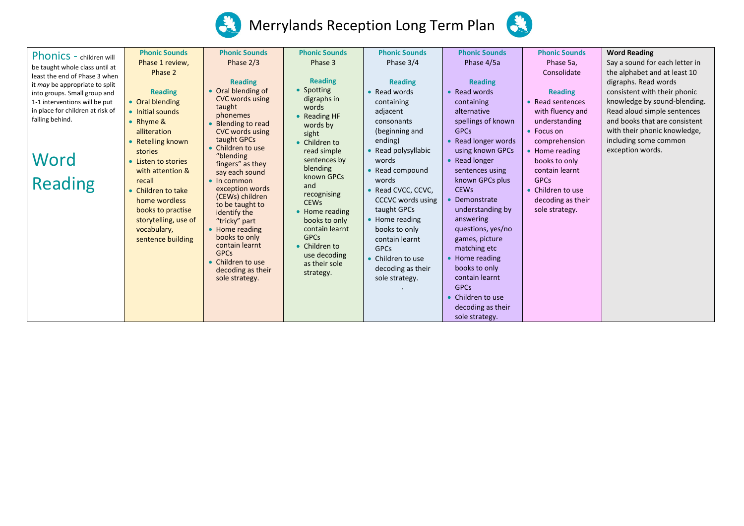# Merrylands Reception Long Term Plan

| Phonics - children will be taught whole class until at least the end of Phase 3 when it *may* be appropriate to split into groups. Small group and 1-1 interventions will be put in place for children at risk of falling behind.<br><br>Word Reading | **Phonic Sounds**<br>Phase 1 review, Phase 2<br><br>**Reading**<br>• Oral blending<br>• Initial sounds<br>• Rhyme & alliteration<br>• Retelling known stories<br>• Listen to stories with attention & recall<br>• Children to take home wordless books to practise storytelling, use of vocabulary, sentence building | **Phonic Sounds**<br>Phase 2/3<br><br>**Reading**<br>• Oral blending of CVC words using taught phonemes<br>• Blending to read CVC words using taught GPCs<br>• Children to use "blending fingers" as they say each sound<br>• In common exception words (CEWs) children to be taught to identify the "tricky" part<br>• Home reading books to only contain learnt GPCs<br>• Children to use decoding as their sole strategy. | **Phonic Sounds**<br>Phase 3<br><br>**Reading**<br>• Spotting digraphs in words<br>• Reading HF words by sight<br>• Children to read simple sentences by blending known GPCs and recognising CEWs<br>• Home reading books to only contain learnt GPCs<br>• Children to use decoding as their sole strategy. | **Phonic Sounds**<br>Phase 3/4<br><br>**Reading**<br>• Read words containing adjacent consonants (beginning and ending)<br>• Read polysyllabic words<br>• Read compound words<br>• Read CVCC, CCVC, CCCVC words using taught GPCs<br>• Home reading books to only contain learnt GPCs<br>• Children to use decoding as their sole strategy.<br>. | **Phonic Sounds**<br>Phase 4/5a<br><br>**Reading**<br>• Read words containing alternative spellings of known GPCs<br>• Read longer words using known GPCs<br>• Read longer sentences using known GPCs plus CEWs<br>• Demonstrate understanding by answering questions, yes/no games, picture matching etc<br>• Home reading books to only contain learnt GPCs<br>• Children to use decoding as their sole strategy. | **Phonic Sounds**<br>Phase 5a, Consolidate<br><br>**Reading**<br>• Read sentences with fluency and understanding<br>• Focus on comprehension<br>• Home reading books to only contain learnt GPCs<br>• Children to use decoding as their sole strategy. | **Word Reading**<br>Say a sound for each letter in the alphabet and at least 10 digraphs. Read words consistent with their phonic knowledge by sound-blending. Read aloud simple sentences and books that are consistent with their phonic knowledge, including some common exception words. |
|---|---|---|---|---|---|---|---|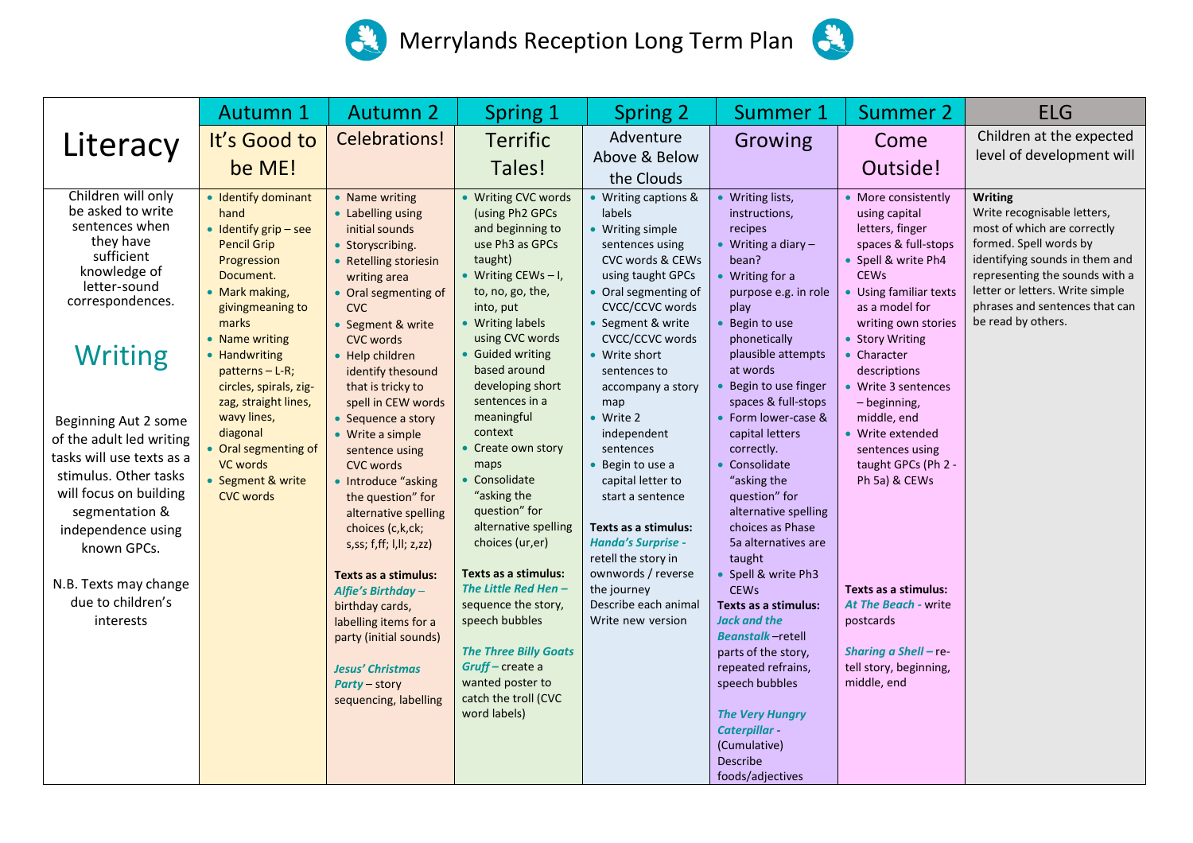# Merrylands Reception Long Term Plan

| Literacy | Autumn 1 | Autumn 2 | Spring 1 | Spring 2 | Summer 1 | Summer 2 | ELG |
|---|---|---|---|---|---|---|---|
| | It's Good to be ME! | Celebrations! | Terrific Tales! | Adventure Above & Below the Clouds | Growing | Come Outside! | Children at the expected level of development will |
| Children will only be asked to write sentences when they have sufficient knowledge of letter-sound correspondences.<br><br>**Writing**<br><br>Beginning Aut 2 some of the adult led writing tasks will use texts as a stimulus. Other tasks will focus on building segmentation & independence using known GPCs.<br><br>N.B. Texts may change due to children's interests | • Identify dominant hand<br>• Identify grip – see Pencil Grip Progression Document.<br>• Mark making, givingmeaning to marks<br>• Name writing<br>• Handwriting patterns – L-R; circles, spirals, zig-zag, straight lines, wavy lines, diagonal<br>• Oral segmenting of VC words<br>• Segment & write CVC words | • Name writing<br>• Labelling using initial sounds<br>• Storyscribing.<br>• Retelling storiesin writing area<br>• Oral segmenting of CVC<br>• Segment & write CVC words<br>• Help children identify thesound that is tricky to spell in CEW words<br>• Sequence a story<br>• Write a simple sentence using CVC words<br>• Introduce "asking the question" for alternative spelling choices (c,k,ck; s,ss; f,ff; l,ll; z,zz)<br><br>**Texts as a stimulus:**<br>***Alfie's Birthday*** – birthday cards, labelling items for a party (initial sounds)<br><br>***Jesus' Christmas Party*** – story sequencing, labelling | • Writing CVC words (using Ph2 GPCs and beginning to use Ph3 as GPCs taught)<br>• Writing CEWs – I, to, no, go, the, into, put<br>• Writing labels using CVC words<br>• Guided writing based around developing short sentences in a meaningful context<br>• Create own story maps<br>• Consolidate "asking the question" for alternative spelling choices (ur,er)<br><br>**Texts as a stimulus:**<br>***The Little Red Hen –*** sequence the story, speech bubbles<br><br>***The Three Billy Goats Gruff –*** create a wanted poster to catch the troll (CVC word labels) | • Writing captions & labels<br>• Writing simple sentences using CVC words & CEWs using taught GPCs<br>• Oral segmenting of CVCC/CCVC words<br>• Segment & write CVCC/CCVC words<br>• Write short sentences to accompany a story map<br>• Write 2 independent sentences<br>• Begin to use a capital letter to start a sentence<br><br>**Texts as a stimulus:**<br>***Handa's Surprise -*** retell the story in ownwords / reverse the journey<br>Describe each animal<br>Write new version | • Writing lists, instructions, recipes<br>• Writing a diary – bean?<br>• Writing for a purpose e.g. in role play<br>• Begin to use phonetically plausible attempts at words<br>• Begin to use finger spaces & full-stops<br>• Form lower-case & capital letters correctly.<br>• Consolidate "asking the question" for alternative spelling choices as Phase 5a alternatives are taught<br>• Spell & write Ph3 CEWs<br>**Texts as a stimulus:**<br>***Jack and the Beanstalk*** –retell parts of the story, repeated refrains, speech bubbles<br><br>***The Very Hungry Caterpillar*** - (Cumulative)<br>Describe foods/adjectives | • More consistently using capital letters, finger spaces & full-stops<br>• Spell & write Ph4 CEWs<br>• Using familiar texts as a model for writing own stories<br>• Story Writing<br>• Character descriptions<br>• Write 3 sentences – beginning, middle, end<br>• Write extended sentences using taught GPCs (Ph 2 - Ph 5a) & CEWs<br><br>**Texts as a stimulus:**<br>***At The Beach -*** write postcards<br><br>***Sharing a Shell –*** re-tell story, beginning, middle, end | **Writing**<br>Write recognisable letters, most of which are correctly formed. Spell words by identifying sounds in them and representing the sounds with a letter or letters. Write simple phrases and sentences that can be read by others. |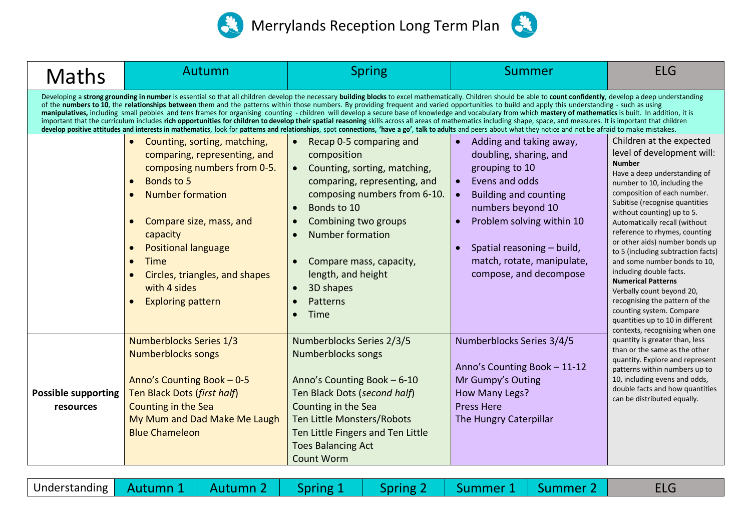# Merrylands Reception Long Term Plan

| Maths | Autumn | Spring | Summer | ELG |
|---|---|---|---|---|
| Developing a **strong grounding in number** is essential so that all children develop the necessary **building blocks** to excel mathematically. Children should be able to **count confidently**, develop a deep understanding of the **numbers to 10**, the **relationships between** them and the patterns within those numbers. By providing frequent and varied opportunities to build and apply this understanding - such as using **manipulatives,** including small pebbles and tens frames for organising counting - children will develop a secure base of knowledge and vocabulary from which **mastery of mathematics** is built. In addition, it is important that the curriculum includes **rich opportunities for children to develop their spatial reasoning** skills across all areas of mathematics including shape, space, and measures. It is important that children **develop positive attitudes and interests in mathematics**, look for **patterns and relationships**, spot **connections**, **'have a go'**, **talk to adults** and peers about what they notice and not be afraid to make mistakes. | | | | |
| | • Counting, sorting, matching, comparing, representing, and composing numbers from 0-5.<br>• Bonds to 5<br>• Number formation<br><br>• Compare size, mass, and capacity<br>• Positional language<br>• Time<br>• Circles, triangles, and shapes with 4 sides<br>• Exploring pattern | • Recap 0-5 comparing and composition<br>• Counting, sorting, matching, comparing, representing, and composing numbers from 6-10.<br>• Bonds to 10<br>• Combining two groups<br>• Number formation<br><br>• Compare mass, capacity, length, and height<br>• 3D shapes<br>• Patterns<br>• Time | • Adding and taking away, doubling, sharing, and grouping to 10<br>• Evens and odds<br>• Building and counting numbers beyond 10<br>• Problem solving within 10<br><br>• Spatial reasoning – build, match, rotate, manipulate, compose, and decompose | Children at the expected level of development will:<br>**Number**<br>Have a deep understanding of number to 10, including the composition of each number. Subitise (recognise quantities without counting) up to 5. Automatically recall (without reference to rhymes, counting or other aids) number bonds up to 5 (including subtraction facts) and some number bonds to 10, including double facts.<br>**Numerical Patterns**<br>Verbally count beyond 20, recognising the pattern of the counting system. Compare quantities up to 10 in different contexts, recognising when one quantity is greater than, less than or the same as the other quantity. Explore and represent patterns within numbers up to 10, including evens and odds, double facts and how quantities can be distributed equally. |
| **Possible supporting resources** | Numberblocks Series 1/3<br>Numberblocks songs<br><br>Anno's Counting Book – 0-5<br>Ten Black Dots (*first half*)<br>Counting in the Sea<br>My Mum and Dad Make Me Laugh<br>Blue Chameleon | Numberblocks Series 2/3/5<br>Numberblocks songs<br><br>Anno's Counting Book – 6-10<br>Ten Black Dots (*second half*)<br>Counting in the Sea<br>Ten Little Monsters/Robots<br>Ten Little Fingers and Ten Little Toes Balancing Act<br>Count Worm | Numberblocks Series 3/4/5<br><br>Anno's Counting Book – 11-12<br>Mr Gumpy's Outing<br>How Many Legs?<br>Press Here<br>The Hungry Caterpillar | |

| Understanding | Autumn 1 | Autumn 2 | Spring 1 | Spring 2 | Summer 1 | Summer 2 | ELG |
|---|---|---|---|---|---|---|---|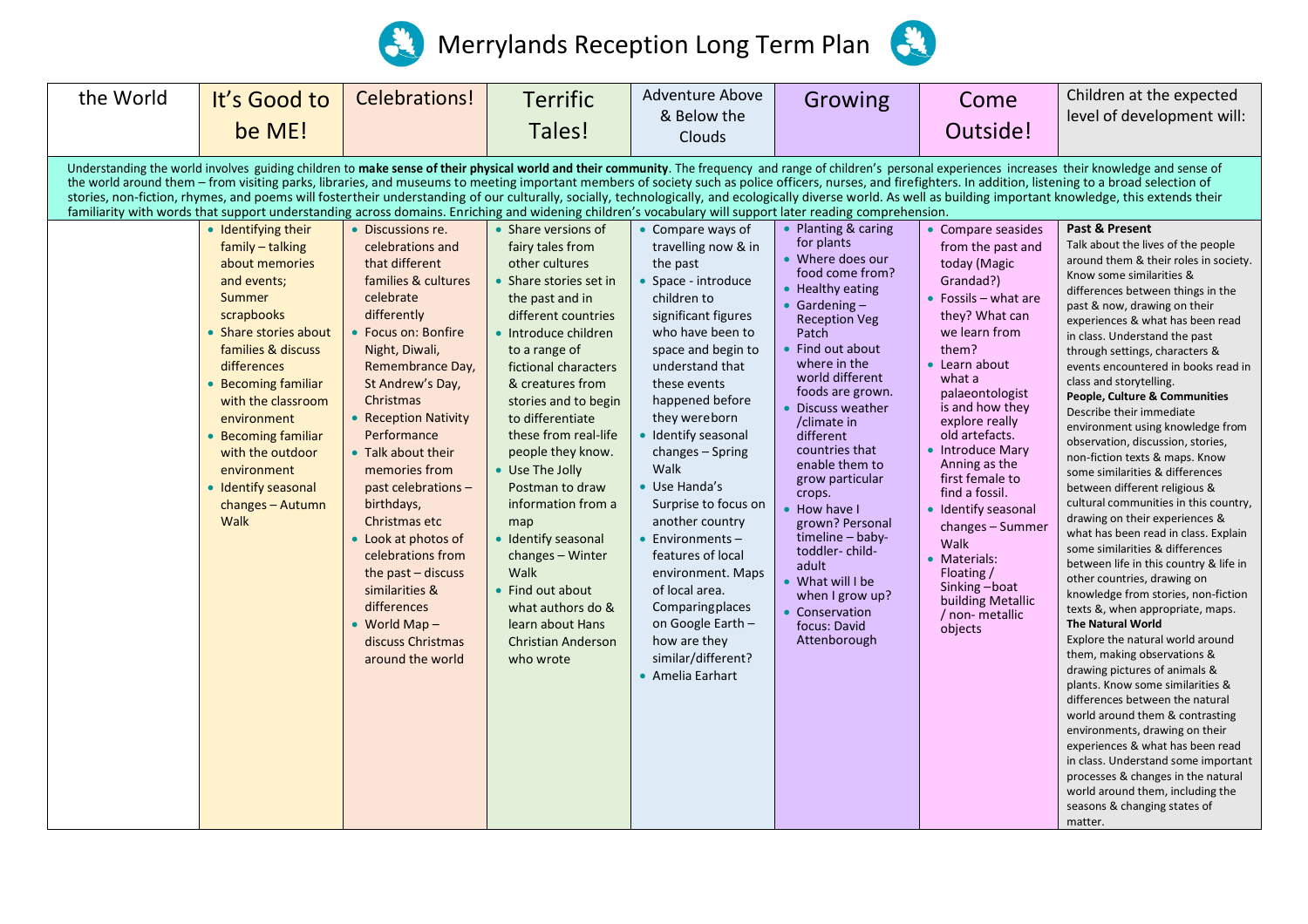# Merrylands Reception Long Term Plan

| the World | It's Good to be ME! | Celebrations! | Terrific Tales! | Adventure Above & Below the Clouds | Growing | Come Outside! | Children at the expected level of development will: |
|---|---|---|---|---|---|---|---|
| Understanding the world involves guiding children to **make sense of their physical world and their community**. The frequency and range of children's personal experiences increases their knowledge and sense of the world around them – from visiting parks, libraries, and museums to meeting important members of society such as police officers, nurses, and firefighters. In addition, listening to a broad selection of stories, non-fiction, rhymes, and poems will fostertheir understanding of our culturally, socially, technologically, and ecologically diverse world. As well as building important knowledge, this extends their familiarity with words that support understanding across domains. Enriching and widening children's vocabulary will support later reading comprehension. | | | | | | | |
| | • Identifying their family – talking about memories and events; Summer scrapbooks<br>• Share stories about families & discuss differences<br>• Becoming familiar with the classroom environment<br>• Becoming familiar with the outdoor environment<br>• Identify seasonal changes – Autumn Walk | • Discussions re. celebrations and that different families & cultures celebrate differently<br>• Focus on: Bonfire Night, Diwali, Remembrance Day, St Andrew's Day, Christmas<br>• Reception Nativity Performance<br>• Talk about their memories from past celebrations – birthdays, Christmas etc<br>• Look at photos of celebrations from the past – discuss similarities & differences<br>• World Map – discuss Christmas around the world | • Share versions of fairy tales from other cultures<br>• Share stories set in the past and in different countries<br>• Introduce children to a range of fictional characters & creatures from stories and to begin to differentiate these from real-life people they know.<br>• Use The Jolly Postman to draw information from a map<br>• Identify seasonal changes – Winter Walk<br>• Find out about what authors do & learn about Hans Christian Anderson who wrote | • Compare ways of travelling now & in the past<br>• Space - introduce children to significant figures who have been to space and begin to understand that these events happened before they wereborn<br>• Identify seasonal changes – Spring Walk<br>• Use Handa's Surprise to focus on another country<br>• Environments – features of local environment. Maps of local area. Comparingplaces on Google Earth – how are they similar/different?<br>• Amelia Earhart | • Planting & caring for plants<br>• Where does our food come from?<br>• Healthy eating<br>• Gardening – Reception Veg Patch<br>• Find out about where in the world different foods are grown.<br>• Discuss weather /climate in different countries that enable them to grow particular crops.<br>• How have I grown? Personal timeline – baby-toddler- child-adult<br>• What will I be when I grow up?<br>• Conservation focus: David Attenborough | • Compare seasides from the past and today (Magic Grandad?)<br>• Fossils – what are they? What can we learn from them?<br>• Learn about what a palaeontologist is and how they explore really old artefacts.<br>• Introduce Mary Anning as the first female to find a fossil.<br>• Identify seasonal changes – Summer Walk<br>• Materials: Floating / Sinking –boat building Metallic / non- metallic objects | **Past & Present**<br>Talk about the lives of the people around them & their roles in society. Know some similarities & differences between things in the past & now, drawing on their experiences & what has been read in class. Understand the past through settings, characters & events encountered in books read in class and storytelling.<br>**People, Culture & Communities**<br>Describe their immediate environment using knowledge from observation, discussion, stories, non-fiction texts & maps. Know some similarities & differences between different religious & cultural communities in this country, drawing on their experiences & what has been read in class. Explain some similarities & differences between life in this country & life in other countries, drawing on knowledge from stories, non-fiction texts &, when appropriate, maps.<br>**The Natural World**<br>Explore the natural world around them, making observations & drawing pictures of animals & plants. Know some similarities & differences between the natural world around them & contrasting environments, drawing on their experiences & what has been read in class. Understand some important processes & changes in the natural world around them, including the seasons & changing states of matter. |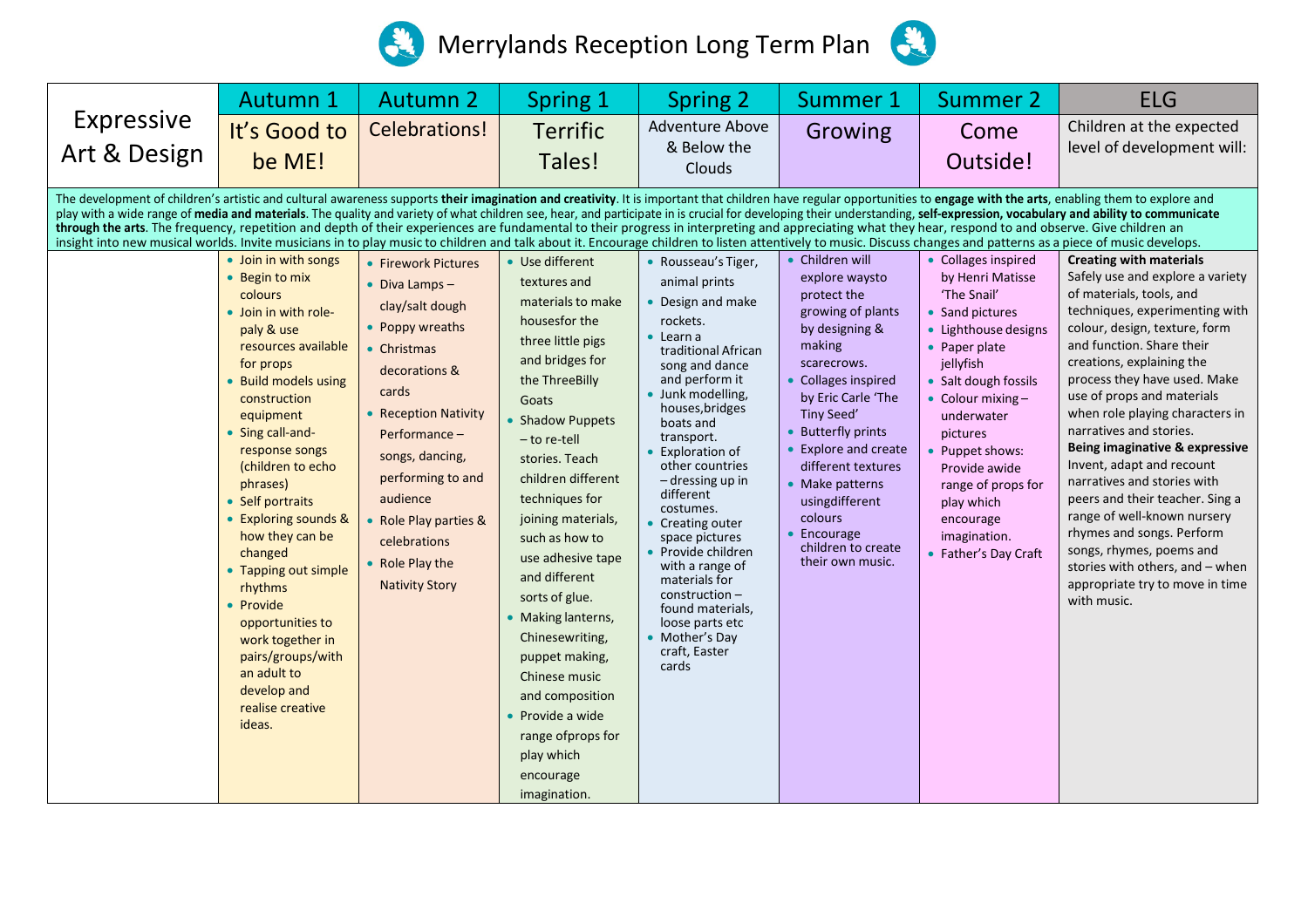# Merrylands Reception Long Term Plan

| Expressive Art & Design | Autumn 1 | Autumn 2 | Spring 1 | Spring 2 | Summer 1 | Summer 2 | ELG |
|---|---|---|---|---|---|---|---|
| | It's Good to be ME! | Celebrations! | Terrific Tales! | Adventure Above & Below the Clouds | Growing | Come Outside! | Children at the expected level of development will: |
| The development of children's artistic and cultural awareness supports **their imagination and creativity**. It is important that children have regular opportunities to **engage with the arts**, enabling them to explore and play with a wide range of **media and materials**. The quality and variety of what children see, hear, and participate in is crucial for developing their understanding, **self-expression, vocabulary and ability to communicate through the arts**. The frequency, repetition and depth of their experiences are fundamental to their progress in interpreting and appreciating what they hear, respond to and observe. Give children an insight into new musical worlds. Invite musicians in to play music to children and talk about it. Encourage children to listen attentively to music. Discuss changes and patterns as a piece of music develops. | | | | | | | |
| | • Join in with songs<br>• Begin to mix colours<br>• Join in with role-paly & use resources available for props<br>• Build models using construction equipment<br>• Sing call-and-response songs (children to echo phrases)<br>• Self portraits<br>• Exploring sounds & how they can be changed<br>• Tapping out simple rhythms<br>• Provide opportunities to work together in pairs/groups/with an adult to develop and realise creative ideas. | • Firework Pictures<br>• Diva Lamps – clay/salt dough<br>• Poppy wreaths<br>• Christmas decorations & cards<br>• Reception Nativity Performance – songs, dancing, performing to and audience<br>• Role Play parties & celebrations<br>• Role Play the Nativity Story | • Use different textures and materials to make housesfor the three little pigs and bridges for the ThreeBilly Goats<br>• Shadow Puppets – to re-tell stories. Teach children different techniques for joining materials, such as how to use adhesive tape and different sorts of glue.<br>• Making lanterns, Chinesewriting, puppet making, Chinese music and composition<br>• Provide a wide range ofprops for play which encourage imagination. | • Rousseau's Tiger, animal prints<br>• Design and make rockets.<br>• Learn a traditional African song and dance and perform it<br>• Junk modelling, houses,bridges boats and transport.<br>• Exploration of other countries – dressing up in different costumes.<br>• Creating outer space pictures<br>• Provide children with a range of materials for construction – found materials, loose parts etc<br>• Mother's Day craft, Easter cards | • Children will explore waysto protect the growing of plants by designing & making scarecrows.<br>• Collages inspired by Eric Carle 'The Tiny Seed'<br>• Butterfly prints<br>• Explore and create different textures<br>• Make patterns usingdifferent colours<br>• Encourage children to create their own music. | • Collages inspired by Henri Matisse 'The Snail'<br>• Sand pictures<br>• Lighthouse designs<br>• Paper plate jellyfish<br>• Salt dough fossils<br>• Colour mixing – underwater pictures<br>• Puppet shows: Provide awide range of props for play which encourage imagination.<br>• Father's Day Craft | **Creating with materials**<br>Safely use and explore a variety of materials, tools, and techniques, experimenting with colour, design, texture, form and function. Share their creations, explaining the process they have used. Make use of props and materials when role playing characters in narratives and stories.<br>**Being imaginative & expressive**<br>Invent, adapt and recount narratives and stories with peers and their teacher. Sing a range of well-known nursery rhymes and songs. Perform songs, rhymes, poems and stories with others, and – when appropriate try to move in time with music. |